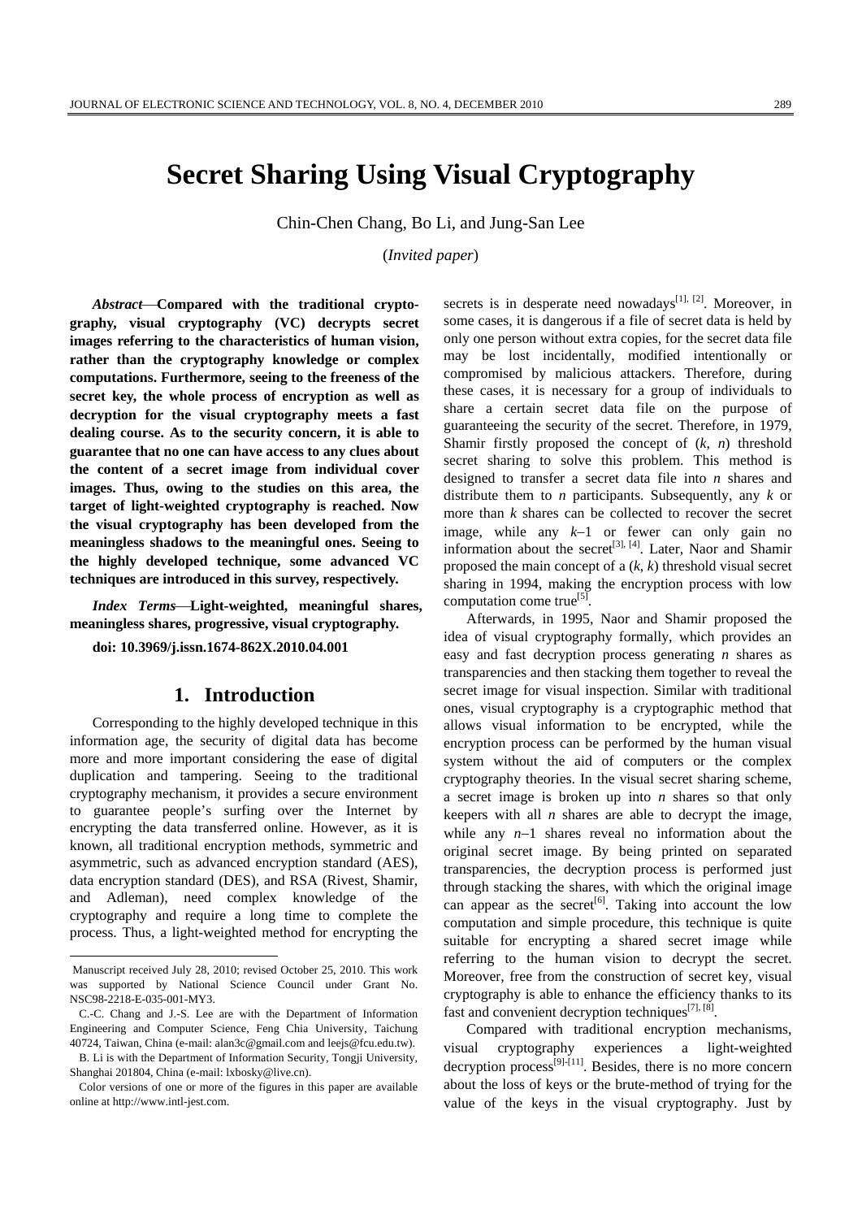# Secret Sharing Using Visual Cryptography

Chin-Chen Chang, Bo Li, and Jung-San Lee

(*Invited paper*)

***Abstract*—Compared with the traditional cryptography, visual cryptography (VC) decrypts secret images referring to the characteristics of human vision, rather than the cryptography knowledge or complex computations. Furthermore, seeing to the freeness of the secret key, the whole process of encryption as well as decryption for the visual cryptography meets a fast dealing course. As to the security concern, it is able to guarantee that no one can have access to any clues about the content of a secret image from individual cover images. Thus, owing to the studies on this area, the target of light-weighted cryptography is reached. Now the visual cryptography has been developed from the meaningless shadows to the meaningful ones. Seeing to the highly developed technique, some advanced VC techniques are introduced in this survey, respectively.**

***Index Terms*—Light-weighted, meaningful shares, meaningless shares, progressive, visual cryptography.**

**doi: 10.3969/j.issn.1674-862X.2010.04.001**

## 1. Introduction

Corresponding to the highly developed technique in this information age, the security of digital data has become more and more important considering the ease of digital duplication and tampering. Seeing to the traditional cryptography mechanism, it provides a secure environment to guarantee people's surfing over the Internet by encrypting the data transferred online. However, as it is known, all traditional encryption methods, symmetric and asymmetric, such as advanced encryption standard (AES), data encryption standard (DES), and RSA (Rivest, Shamir, and Adleman), need complex knowledge of the cryptography and require a long time to complete the process. Thus, a light-weighted method for encrypting the secrets is in desperate need nowadays[1], [2]. Moreover, in some cases, it is dangerous if a file of secret data is held by only one person without extra copies, for the secret data file may be lost incidentally, modified intentionally or compromised by malicious attackers. Therefore, during these cases, it is necessary for a group of individuals to share a certain secret data file on the purpose of guaranteeing the security of the secret. Therefore, in 1979, Shamir firstly proposed the concept of ($k$, $n$) threshold secret sharing to solve this problem. This method is designed to transfer a secret data file into $n$ shares and distribute them to $n$ participants. Subsequently, any $k$ or more than $k$ shares can be collected to recover the secret image, while any $k$–1 or fewer can only gain no information about the secret[3], [4]. Later, Naor and Shamir proposed the main concept of a ($k$, $k$) threshold visual secret sharing in 1994, making the encryption process with low computation come true[5].

Afterwards, in 1995, Naor and Shamir proposed the idea of visual cryptography formally, which provides an easy and fast decryption process generating $n$ shares as transparencies and then stacking them together to reveal the secret image for visual inspection. Similar with traditional ones, visual cryptography is a cryptographic method that allows visual information to be encrypted, while the encryption process can be performed by the human visual system without the aid of computers or the complex cryptography theories. In the visual secret sharing scheme, a secret image is broken up into $n$ shares so that only keepers with all $n$ shares are able to decrypt the image, while any $n$–1 shares reveal no information about the original secret image. By being printed on separated transparencies, the decryption process is performed just through stacking the shares, with which the original image can appear as the secret[6]. Taking into account the low computation and simple procedure, this technique is quite suitable for encrypting a shared secret image while referring to the human vision to decrypt the secret. Moreover, free from the construction of secret key, visual cryptography is able to enhance the efficiency thanks to its fast and convenient decryption techniques[7], [8].

Compared with traditional encryption mechanisms, visual cryptography experiences a light-weighted decryption process[9]-[11]. Besides, there is no more concern about the loss of keys or the brute-method of trying for the value of the keys in the visual cryptography. Just by

---

Manuscript received July 28, 2010; revised October 25, 2010. This work was supported by National Science Council under Grant No. NSC98-2218-E-035-001-MY3.

C.-C. Chang and J.-S. Lee are with the Department of Information Engineering and Computer Science, Feng Chia University, Taichung 40724, Taiwan, China (e-mail: alan3c@gmail.com and leejs@fcu.edu.tw).

B. Li is with the Department of Information Security, Tongji University, Shanghai 201804, China (e-mail: lxbosky@live.cn).

Color versions of one or more of the figures in this paper are available online at http://www.intl-jest.com.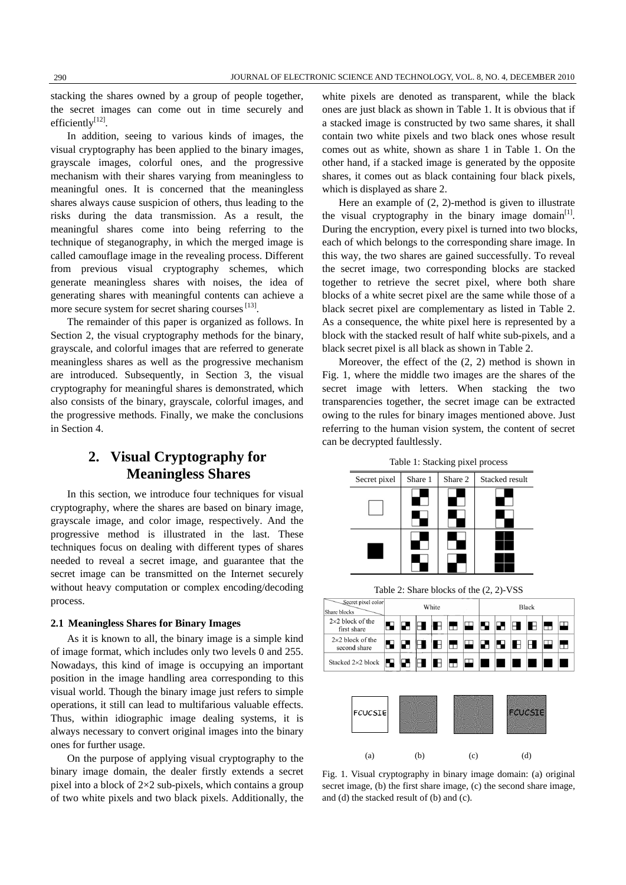stacking the shares owned by a group of people together, the secret images can come out in time securely and efficiently[12].

In addition, seeing to various kinds of images, the visual cryptography has been applied to the binary images, grayscale images, colorful ones, and the progressive mechanism with their shares varying from meaningless to meaningful ones. It is concerned that the meaningless shares always cause suspicion of others, thus leading to the risks during the data transmission. As a result, the meaningful shares come into being referring to the technique of steganography, in which the merged image is called camouflage image in the revealing process. Different from previous visual cryptography schemes, which generate meaningless shares with noises, the idea of generating shares with meaningful contents can achieve a more secure system for secret sharing courses [13].

The remainder of this paper is organized as follows. In Section 2, the visual cryptography methods for the binary, grayscale, and colorful images that are referred to generate meaningless shares as well as the progressive mechanism are introduced. Subsequently, in Section 3, the visual cryptography for meaningful shares is demonstrated, which also consists of the binary, grayscale, colorful images, and the progressive methods. Finally, we make the conclusions in Section 4.

## 2. Visual Cryptography for Meaningless Shares

In this section, we introduce four techniques for visual cryptography, where the shares are based on binary image, grayscale image, and color image, respectively. And the progressive method is illustrated in the last. These techniques focus on dealing with different types of shares needed to reveal a secret image, and guarantee that the secret image can be transmitted on the Internet securely without heavy computation or complex encoding/decoding process.

### 2.1 Meaningless Shares for Binary Images

As it is known to all, the binary image is a simple kind of image format, which includes only two levels 0 and 255. Nowadays, this kind of image is occupying an important position in the image handling area corresponding to this visual world. Though the binary image just refers to simple operations, it still can lead to multifarious valuable effects. Thus, within idiographic image dealing systems, it is always necessary to convert original images into the binary ones for further usage.

On the purpose of applying visual cryptography to the binary image domain, the dealer firstly extends a secret pixel into a block of 2×2 sub-pixels, which contains a group of two white pixels and two black pixels. Additionally, the white pixels are denoted as transparent, while the black ones are just black as shown in Table 1. It is obvious that if a stacked image is constructed by two same shares, it shall contain two white pixels and two black ones whose result comes out as white, shown as share 1 in Table 1. On the other hand, if a stacked image is generated by the opposite shares, it comes out as black containing four black pixels, which is displayed as share 2.

Here an example of (2, 2)-method is given to illustrate the visual cryptography in the binary image domain[1]. During the encryption, every pixel is turned into two blocks, each of which belongs to the corresponding share image. In this way, the two shares are gained successfully. To reveal the secret image, two corresponding blocks are stacked together to retrieve the secret pixel, where both share blocks of a white secret pixel are the same while those of a black secret pixel are complementary as listed in Table 2. As a consequence, the white pixel here is represented by a block with the stacked result of half white sub-pixels, and a black secret pixel is all black as shown in Table 2.

Moreover, the effect of the (2, 2) method is shown in Fig. 1, where the middle two images are the shares of the secret image with letters. When stacking the two transparencies together, the secret image can be extracted owing to the rules for binary images mentioned above. Just referring to the human vision system, the content of secret can be decrypted faultlessly.

Table 1: Stacking pixel process

| Secret pixel | Share 1 | Share 2 | Stacked result |
|---|---|---|---|
| □ | | | |
| ■ | | | |

Table 2: Share blocks of the (2, 2)-VSS

| Share blocks \ Secret pixel color | White | | | | | | Black | | | | | |
|---|---|---|---|---|---|---|---|---|---|---|---|---|
| 2×2 block of the first share | | | | | | | | | | | | |
| 2×2 block of the second share | | | | | | | | | | | | |
| Stacked 2×2 block | | | | | | | | | | | | |

(a) (b) (c) (d)

Fig. 1. Visual cryptography in binary image domain: (a) original secret image, (b) the first share image, (c) the second share image, and (d) the stacked result of (b) and (c).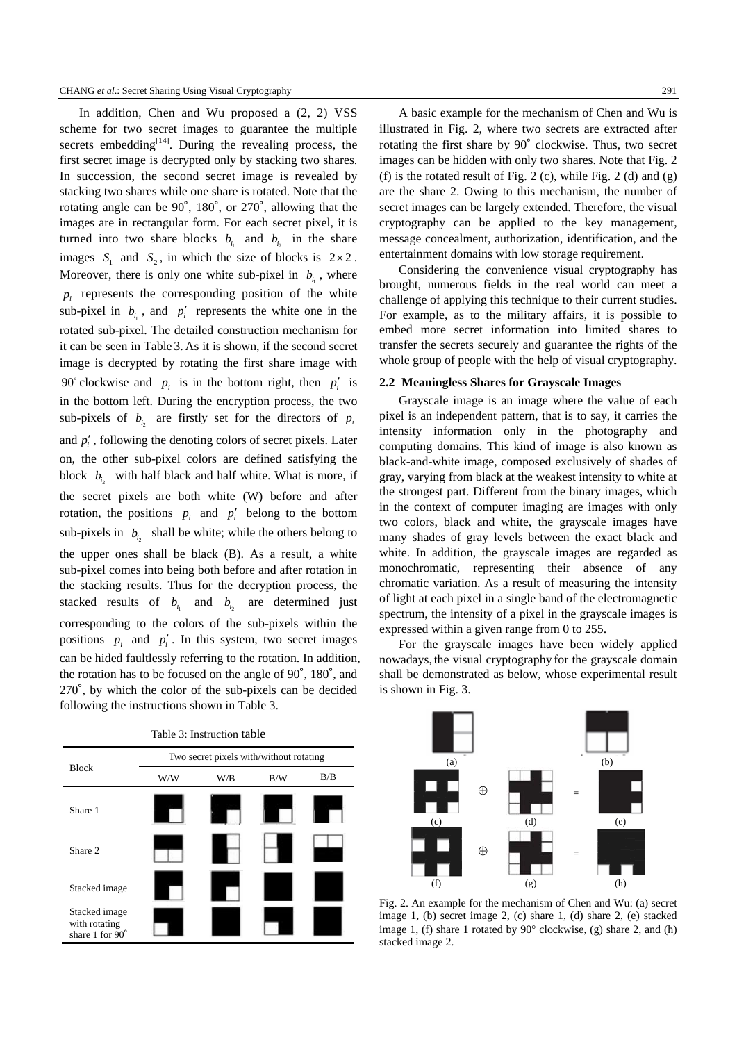In addition, Chen and Wu proposed a (2, 2) VSS scheme for two secret images to guarantee the multiple secrets embedding[14]. During the revealing process, the first secret image is decrypted only by stacking two shares. In succession, the second secret image is revealed by stacking two shares while one share is rotated. Note that the rotating angle can be 90°, 180°, or 270°, allowing that the images are in rectangular form. For each secret pixel, it is turned into two share blocks $b_{i_1}$ and $b_{i_2}$ in the share images $S_1$ and $S_2$, in which the size of blocks is $2\times 2$. Moreover, there is only one white sub-pixel in $b_{i_1}$, where $p_i$ represents the corresponding position of the white sub-pixel in $b_{i_1}$, and $p_i'$ represents the white one in the rotated sub-pixel. The detailed construction mechanism for it can be seen in Table 3. As it is shown, if the second secret image is decrypted by rotating the first share image with $90^\circ$ clockwise and $p_i$ is in the bottom right, then $p_i'$ is in the bottom left. During the encryption process, the two sub-pixels of $b_{i_2}$ are firstly set for the directors of $p_i$ and $p_i'$, following the denoting colors of secret pixels. Later on, the other sub-pixel colors are defined satisfying the block $b_{i_2}$ with half black and half white. What is more, if the secret pixels are both white (W) before and after rotation, the positions $p_i$ and $p_i'$ belong to the bottom sub-pixels in $b_{i_2}$ shall be white; while the others belong to the upper ones shall be black (B). As a result, a white sub-pixel comes into being both before and after rotation in the stacking results. Thus for the decryption process, the stacked results of $b_{i_1}$ and $b_{i_2}$ are determined just corresponding to the colors of the sub-pixels within the positions $p_i$ and $p_i'$. In this system, two secret images can be hided faultlessly referring to the rotation. In addition, the rotation has to be focused on the angle of 90°, 180°, and 270°, by which the color of the sub-pixels can be decided following the instructions shown in Table 3.

Table 3: Instruction table

| Block | Two secret pixels with/without rotating | | | |
|---|---|---|---|---|
| | W/W | W/B | B/W | B/B |
| Share 1 | | | | |
| Share 2 | | | | |
| Stacked image | | | | |
| Stacked image with rotating share 1 for 90° | | | | |

A basic example for the mechanism of Chen and Wu is illustrated in Fig. 2, where two secrets are extracted after rotating the first share by 90° clockwise. Thus, two secret images can be hidden with only two shares. Note that Fig. 2 (f) is the rotated result of Fig. 2 (c), while Fig. 2 (d) and (g) are the share 2. Owing to this mechanism, the number of secret images can be largely extended. Therefore, the visual cryptography can be applied to the key management, message concealment, authorization, identification, and the entertainment domains with low storage requirement.

Considering the convenience visual cryptography has brought, numerous fields in the real world can meet a challenge of applying this technique to their current studies. For example, as to the military affairs, it is possible to embed more secret information into limited shares to transfer the secrets securely and guarantee the rights of the whole group of people with the help of visual cryptography.

### 2.2 Meaningless Shares for Grayscale Images

Grayscale image is an image where the value of each pixel is an independent pattern, that is to say, it carries the intensity information only in the photography and computing domains. This kind of image is also known as black-and-white image, composed exclusively of shades of gray, varying from black at the weakest intensity to white at the strongest part. Different from the binary images, which in the context of computer imaging are images with only two colors, black and white, the grayscale images have many shades of gray levels between the exact black and white. In addition, the grayscale images are regarded as monochromatic, representing their absence of any chromatic variation. As a result of measuring the intensity of light at each pixel in a single band of the electromagnetic spectrum, the intensity of a pixel in the grayscale images is expressed within a given range from 0 to 255.

For the grayscale images have been widely applied nowadays, the visual cryptography for the grayscale domain shall be demonstrated as below, whose experimental result is shown in Fig. 3.

Fig. 2. An example for the mechanism of Chen and Wu: (a) secret image 1, (b) secret image 2, (c) share 1, (d) share 2, (e) stacked image 1, (f) share 1 rotated by 90° clockwise, (g) share 2, and (h) stacked image 2.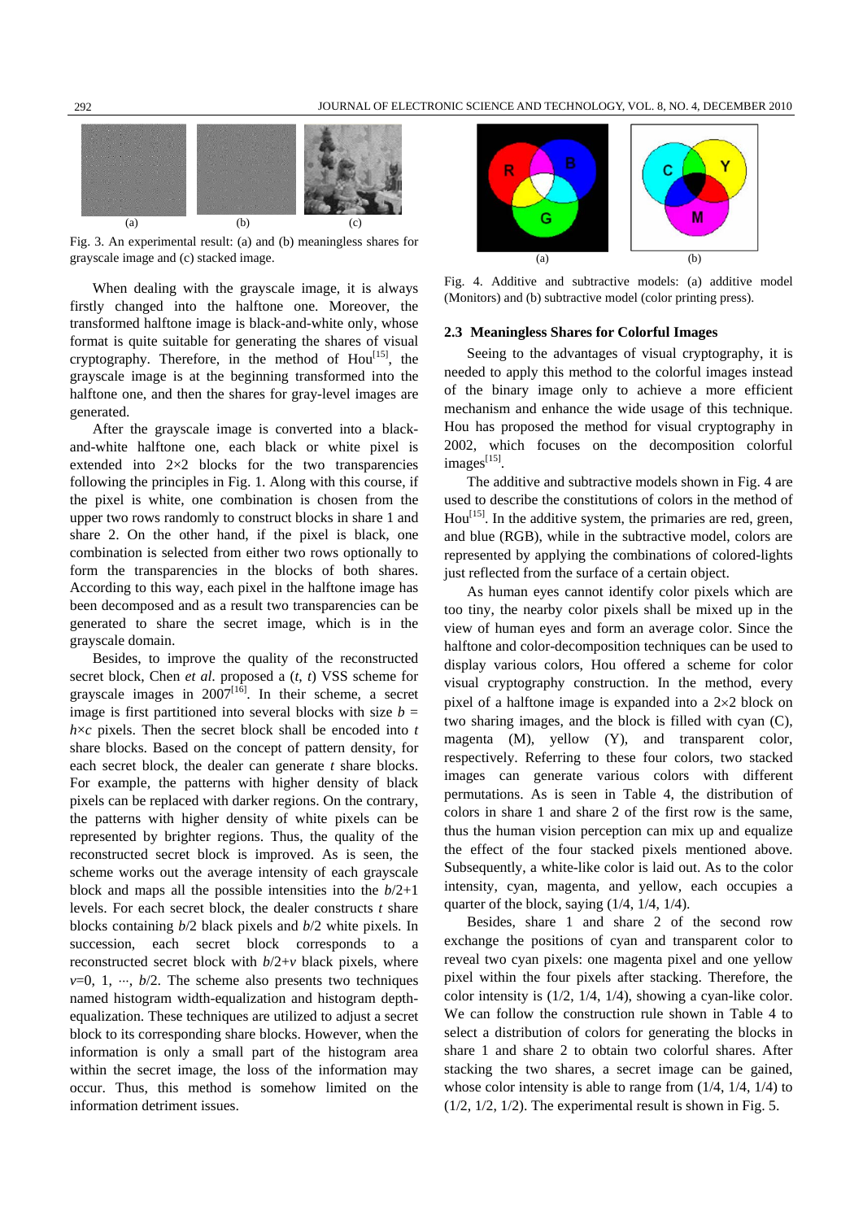Fig. 3. An experimental result: (a) and (b) meaningless shares for grayscale image and (c) stacked image.

When dealing with the grayscale image, it is always firstly changed into the halftone one. Moreover, the transformed halftone image is black-and-white only, whose format is quite suitable for generating the shares of visual cryptography. Therefore, in the method of Hou[15], the grayscale image is at the beginning transformed into the halftone one, and then the shares for gray-level images are generated.

After the grayscale image is converted into a black-and-white halftone one, each black or white pixel is extended into 2×2 blocks for the two transparencies following the principles in Fig. 1. Along with this course, if the pixel is white, one combination is chosen from the upper two rows randomly to construct blocks in share 1 and share 2. On the other hand, if the pixel is black, one combination is selected from either other two rows optionally to form the transparencies in the blocks of both shares. According to this way, each pixel in the halftone image has been decomposed and as a result two transparencies can be generated to share the secret image, which is in the grayscale domain.

Besides, to improve the quality of the reconstructed secret block, Chen *et al*. proposed a ($t$, $t$) VSS scheme for grayscale images in 2007[16]. In their scheme, a secret image is first partitioned into several blocks with size $b = h \times c$ pixels. Then the secret block shall be encoded into $t$ share blocks. Based on the concept of pattern density, for each secret block, the dealer can generate $t$ share blocks. For example, the patterns with higher density of black pixels can be replaced with darker regions. On the contrary, the patterns with higher density of white pixels can be represented by brighter regions. Thus, the quality of the reconstructed secret block is improved. As is seen, the scheme works out the average intensity of each grayscale block and maps all the possible intensities into the $b/2+1$ levels. For each secret block, the dealer constructs $t$ share blocks containing $b/2$ black pixels and $b/2$ white pixels. In succession, each secret block corresponds to a reconstructed secret block with $b/2+v$ black pixels, where $v=0, 1, \cdots, b/2$. The scheme also presents two techniques named histogram width-equalization and histogram depth-equalization. These techniques are utilized to adjust a secret block to its corresponding share blocks. However, when the information is only a small part of the histogram area within the secret image, the loss of the information may occur. Thus, this method is somehow limited on the information detriment issues.

Fig. 4. Additive and subtractive models: (a) additive model (Monitors) and (b) subtractive model (color printing press).

### 2.3 Meaningless Shares for Colorful Images

Seeing to the advantages of visual cryptography, it is needed to apply this method to the colorful images instead of the binary image only to achieve a more efficient mechanism and enhance the wide usage of this technique. Hou has proposed the method for visual cryptography in 2002, which focuses on the decomposition colorful images[15].

The additive and subtractive models shown in Fig. 4 are used to describe the constitutions of colors in the method of Hou[15]. In the additive system, the primaries are red, green, and blue (RGB), while in the subtractive model, colors are represented by applying the combinations of colored-lights just reflected from the surface of a certain object.

As human eyes cannot identify color pixels which are too tiny, the nearby color pixels shall be mixed up in the view of human eyes and form an average color. Since the halftone and color-decomposition techniques can be used to display various colors, Hou offered a scheme for color visual cryptography construction. In the method, every pixel of a halftone image is expanded into a 2×2 block on two sharing images, and the block is filled with cyan (C), magenta (M), yellow (Y), and transparent color, respectively. Referring to these four colors, two stacked images can generate various colors with different permutations. As is seen in Table 4, the distribution of colors in share 1 and share 2 of the first row is the same, thus the human vision perception can mix up and equalize the effect of the four stacked pixels mentioned above. Subsequently, a white-like color is laid out. As to the color intensity, cyan, magenta, and yellow, each occupies a quarter of the block, saying (1/4, 1/4, 1/4).

Besides, share 1 and share 2 of the second row exchange the positions of cyan and transparent color to reveal two cyan pixels: one magenta pixel and one yellow pixel within the four pixels after stacking. Therefore, the color intensity is (1/2, 1/4, 1/4), showing a cyan-like color. We can follow the construction rule shown in Table 4 to select a distribution of colors for generating the blocks in share 1 and share 2 to obtain two colorful shares. After stacking the two shares, a secret image can be gained, whose color intensity is able to range from (1/4, 1/4, 1/4) to (1/2, 1/2, 1/2). The experimental result is shown in Fig. 5.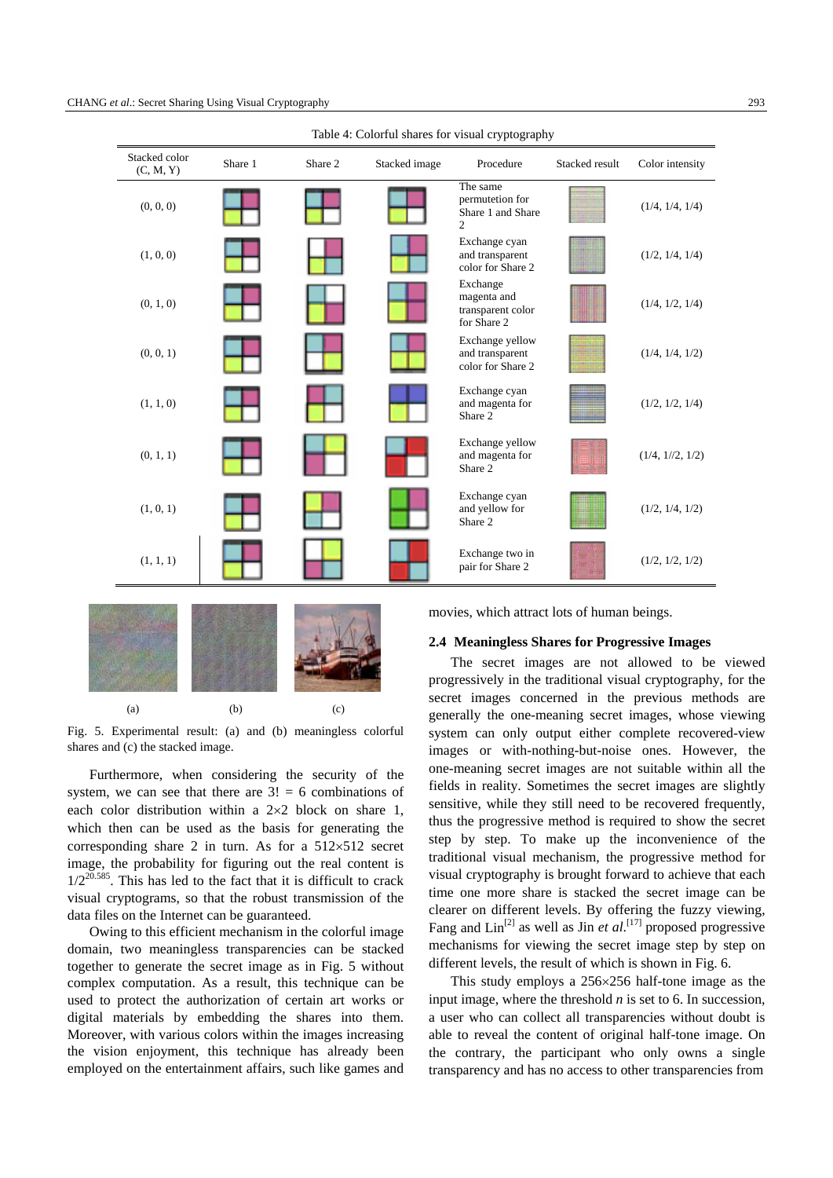Table 4: Colorful shares for visual cryptography

| Stacked color (C, M, Y) | Share 1 | Share 2 | Stacked image | Procedure | Stacked result | Color intensity |
|---|---|---|---|---|---|---|
| (0, 0, 0) | | | | The same permutation for Share 1 and Share 2 | | (1/4, 1/4, 1/4) |
| (1, 0, 0) | | | | Exchange cyan and transparent color for Share 2 | | (1/2, 1/4, 1/4) |
| (0, 1, 0) | | | | Exchange magenta and transparent color for Share 2 | | (1/4, 1/2, 1/4) |
| (0, 0, 1) | | | | Exchange yellow and transparent color for Share 2 | | (1/4, 1/4, 1/2) |
| (1, 1, 0) | | | | Exchange cyan and magenta for Share 2 | | (1/2, 1/2, 1/4) |
| (0, 1, 1) | | | | Exchange yellow and magenta for Share 2 | | (1/4, 1//2, 1/2) |
| (1, 0, 1) | | | | Exchange cyan and yellow for Share 2 | | (1/2, 1/4, 1/2) |
| (1, 1, 1) | | | | Exchange two in pair for Share 2 | | (1/2, 1/2, 1/2) |

(a) (b) (c)

Fig. 5. Experimental result: (a) and (b) meaningless colorful shares and (c) the stacked image.

Furthermore, when considering the security of the system, we can see that there are $3! = 6$ combinations of each color distribution within a $2\times2$ block on share 1, which then can be used as the basis for generating the corresponding share 2 in turn. As for a $512\times512$ secret image, the probability for figuring out the real content is $1/2^{20.585}$. This has led to the fact that it is difficult to crack visual cryptograms, so that the robust transmission of the data files on the Internet can be guaranteed.

Owing to this efficient mechanism in the colorful image domain, two meaningless transparencies can be stacked together to generate the secret image as in Fig. 5 without complex computation. As a result, this technique can be used to protect the authorization of certain art works or digital materials by embedding the shares into them. Moreover, with various colors within the images increasing the vision enjoyment, this technique has already been employed on the entertainment affairs, such like games and movies, which attract lots of human beings.

### 2.4 Meaningless Shares for Progressive Images

The secret images are not allowed to be viewed progressively in the traditional visual cryptography, for the secret images concerned in the previous methods are generally the one-meaning secret images, whose viewing system can only output either complete recovered-view images or with-nothing-but-noise ones. However, the one-meaning secret images are not suitable within all the fields in reality. Sometimes the secret images are slightly sensitive, while they still need to be recovered frequently, thus the progressive method is required to show the secret step by step. To make up the inconvenience of the traditional visual mechanism, the progressive method for visual cryptography is brought forward to achieve that each time one more share is stacked the secret image can be clearer on different levels. By offering the fuzzy viewing, Fang and Lin[2] as well as Jin *et al.*[17] proposed progressive mechanisms for viewing the secret image step by step on different levels, the result of which is shown in Fig. 6.

This study employs a $256\times256$ half-tone image as the input image, where the threshold $n$ is set to 6. In succession, a user who can collect all transparencies without doubt is able to reveal the content of original half-tone image. On the contrary, the participant who only owns a single transparency and has no access to other transparencies from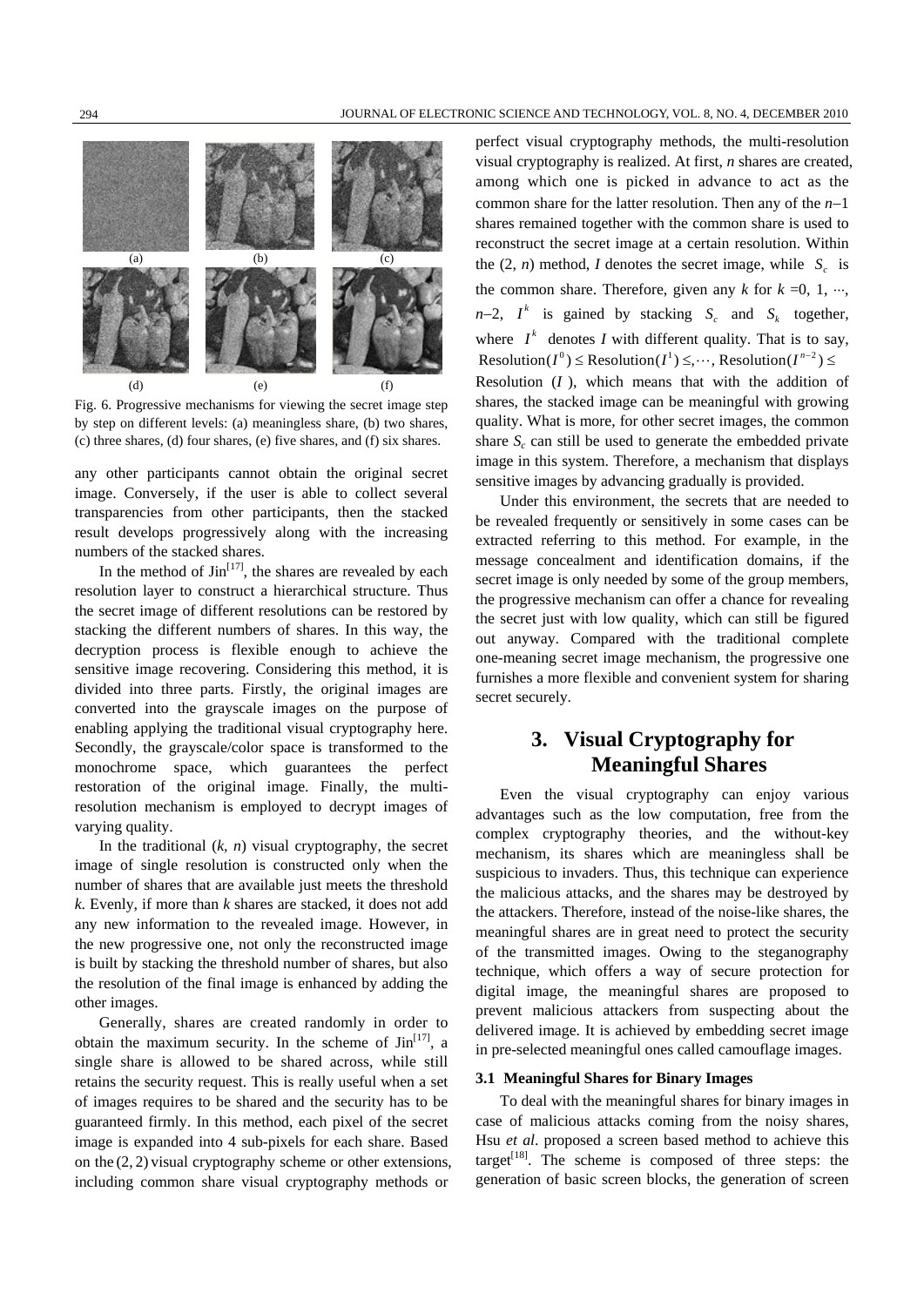Fig. 6. Progressive mechanisms for viewing the secret image step by step on different levels: (a) meaningless share, (b) two shares, (c) three shares, (d) four shares, (e) five shares, and (f) six shares.

any other participants cannot obtain the original secret image. Conversely, if the user is able to collect several transparencies from other participants, then the stacked result develops progressively along with the increasing numbers of the stacked shares.

In the method of Jin[17], the shares are revealed by each resolution layer to construct a hierarchical structure. Thus the secret image of different resolutions can be restored by stacking the different numbers of shares. In this way, the decryption process is flexible enough to achieve the sensitive image recovering. Considering this method, it is divided into three parts. Firstly, the original images are converted into the grayscale images on the purpose of enabling applying the traditional visual cryptography here. Secondly, the grayscale/color space is transformed to the monochrome space, which guarantees the perfect restoration of the original image. Finally, the multi-resolution mechanism is employed to decrypt images of varying quality.

In the traditional ($k$, $n$) visual cryptography, the secret image of single resolution is constructed only when the number of shares that are available just meets the threshold $k$. Evenly, if more than $k$ shares are stacked, it does not add any new information to the revealed image. However, in the new progressive one, not only the reconstructed image is built by stacking the threshold number of shares, but also the resolution of the final image is enhanced by adding the other images.

Generally, shares are created randomly in order to obtain the maximum security. In the scheme of Jin[17], a single share is allowed to be shared across, while still retains the security request. This is really useful when a set of images requires to be shared and the security has to be guaranteed firmly. In this method, each pixel of the secret image is expanded into 4 sub-pixels for each share. Based on the $(2, 2)$ visual cryptography scheme or other extensions, including common share visual cryptography methods or perfect visual cryptography methods, the multi-resolution visual cryptography is realized. At first, $n$ shares are created, among which one is picked in advance to act as the common share for the latter resolution. Then any of the $n$–1 shares remained together with the common share is used to reconstruct the secret image at a certain resolution. Within the (2, $n$) method, $I$ denotes the secret image, while $S_c$ is the common share. Therefore, given any $k$ for $k$ =0, 1, ···, $n$–2, $I^k$ is gained by stacking $S_c$ and $S_k$ together, where $I^k$ denotes $I$ with different quality. That is to say, $\text{Resolution}(I^0) \le \text{Resolution}(I^1) \le, \cdots, \text{Resolution}(I^{n-2}) \le$ Resolution ($I$), which means that with the addition of shares, the stacked image can be meaningful with growing quality. What is more, for other secret images, the common share $S_c$ can still be used to generate the embedded private image in this system. Therefore, a mechanism that displays sensitive images by advancing gradually is provided.

Under this environment, the secrets that are needed to be revealed frequently or sensitively in some cases can be extracted referring to this method. For example, in the message concealment and identification domains, if the secret image is only needed by some of the group members, the progressive mechanism can offer a chance for revealing the secret just with low quality, which can still be figured out anyway. Compared with the traditional complete one-meaning secret image mechanism, the progressive one furnishes a more flexible and convenient system for sharing secret securely.

## 3. Visual Cryptography for Meaningful Shares

Even the visual cryptography can enjoy various advantages such as the low computation, free from the complex cryptography theories, and the without-key mechanism, its shares which are meaningless shall be suspicious to invaders. Thus, this technique can experience the malicious attacks, and the shares may be destroyed by the attackers. Therefore, instead of the noise-like shares, the meaningful shares are in great need to protect the security of the transmitted images. Owing to the steganography technique, which offers a way of secure protection for digital image, the meaningful shares are proposed to prevent malicious attackers from suspecting about the delivered image. It is achieved by embedding secret image in pre-selected meaningful ones called camouflage images.

### 3.1 Meaningful Shares for Binary Images

To deal with the meaningful shares for binary images in case of malicious attacks coming from the noisy shares, Hsu *et al*. proposed a screen based method to achieve this target[18]. The scheme is composed of three steps: the generation of basic screen blocks, the generation of screen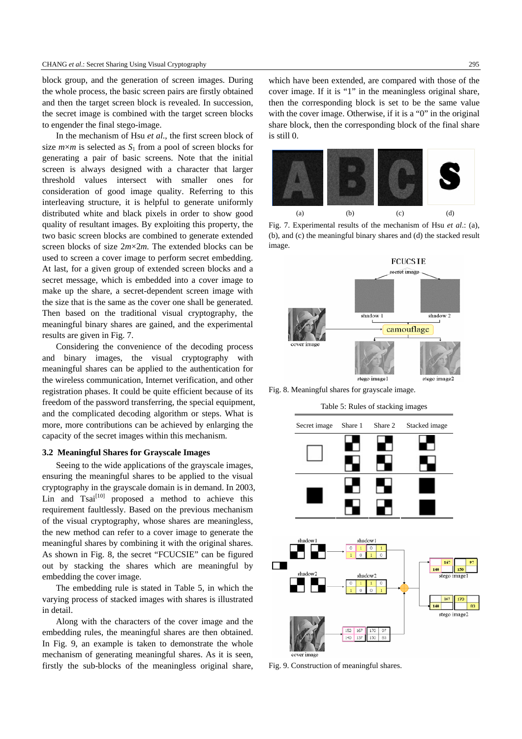block group, and the generation of screen images. During the whole process, the basic screen pairs are firstly obtained and then the target screen block is revealed. In succession, the secret image is combined with the target screen blocks to engender the final stego-image.

In the mechanism of Hsu *et al*., the first screen block of size $m \times m$ is selected as $S_1$ from a pool of screen blocks for generating a pair of basic screens. Note that the initial screen is always designed with a character that larger threshold values intersect with smaller ones for consideration of good image quality. Referring to this interleaving structure, it is helpful to generate uniformly distributed white and black pixels in order to show good quality of resultant images. By exploiting this property, the two basic screen blocks are combined to generate extended screen blocks of size $2m \times 2m$. The extended blocks can be used to screen a cover image to perform secret embedding. At last, for a given group of extended screen blocks and a secret message, which is embedded into a cover image to make up the share, a secret-dependent screen image with the size that is the same as the cover one shall be generated. Then based on the traditional visual cryptography, the meaningful binary shares are gained, and the experimental results are given in Fig. 7.

Considering the convenience of the decoding process and binary images, the visual cryptography with meaningful shares can be applied to the authentication for the wireless communication, Internet verification, and other registration phases. It could be quite efficient because of its freedom of the password transferring, the special equipment, and the complicated decoding algorithm or steps. What is more, more contributions can be achieved by enlarging the capacity of the secret images within this mechanism.

### 3.2 Meaningful Shares for Grayscale Images

Seeing to the wide applications of the grayscale images, ensuring the meaningful shares to be applied to the visual cryptography in the grayscale domain is in demand. In 2003, Lin and Tsai[10] proposed a method to achieve this requirement faultlessly. Based on the previous mechanism of the visual cryptography, whose shares are meaningless, the new method can refer to a cover image to generate the meaningful shares by combining it with the original shares. As shown in Fig. 8, the secret "FCUCSIE" can be figured out by stacking the shares which are meaningful by embedding the cover image.

The embedding rule is stated in Table 5, in which the varying process of stacked images with shares is illustrated in detail.

Along with the characters of the cover image and the embedding rules, the meaningful shares are then obtained. In Fig. 9, an example is taken to demonstrate the whole mechanism of generating meaningful shares. As it is seen, firstly the sub-blocks of the meaningless original share, which have been extended, are compared with those of the cover image. If it is "1" in the meaningless original share, then the corresponding block is set to be the same value with the cover image. Otherwise, if it is a "0" in the original share block, then the corresponding block of the final share is still 0.

Fig. 7. Experimental results of the mechanism of Hsu *et al*.: (a), (b), and (c) the meaningful binary shares and (d) the stacked result image.

Fig. 8. Meaningful shares for grayscale image.

Table 5: Rules of stacking images

| Secret image | Share 1 | Share 2 | Stacked image |
|---|---|---|---|
| (white) | | | |
| (black) | | | |

Fig. 9. Construction of meaningful shares.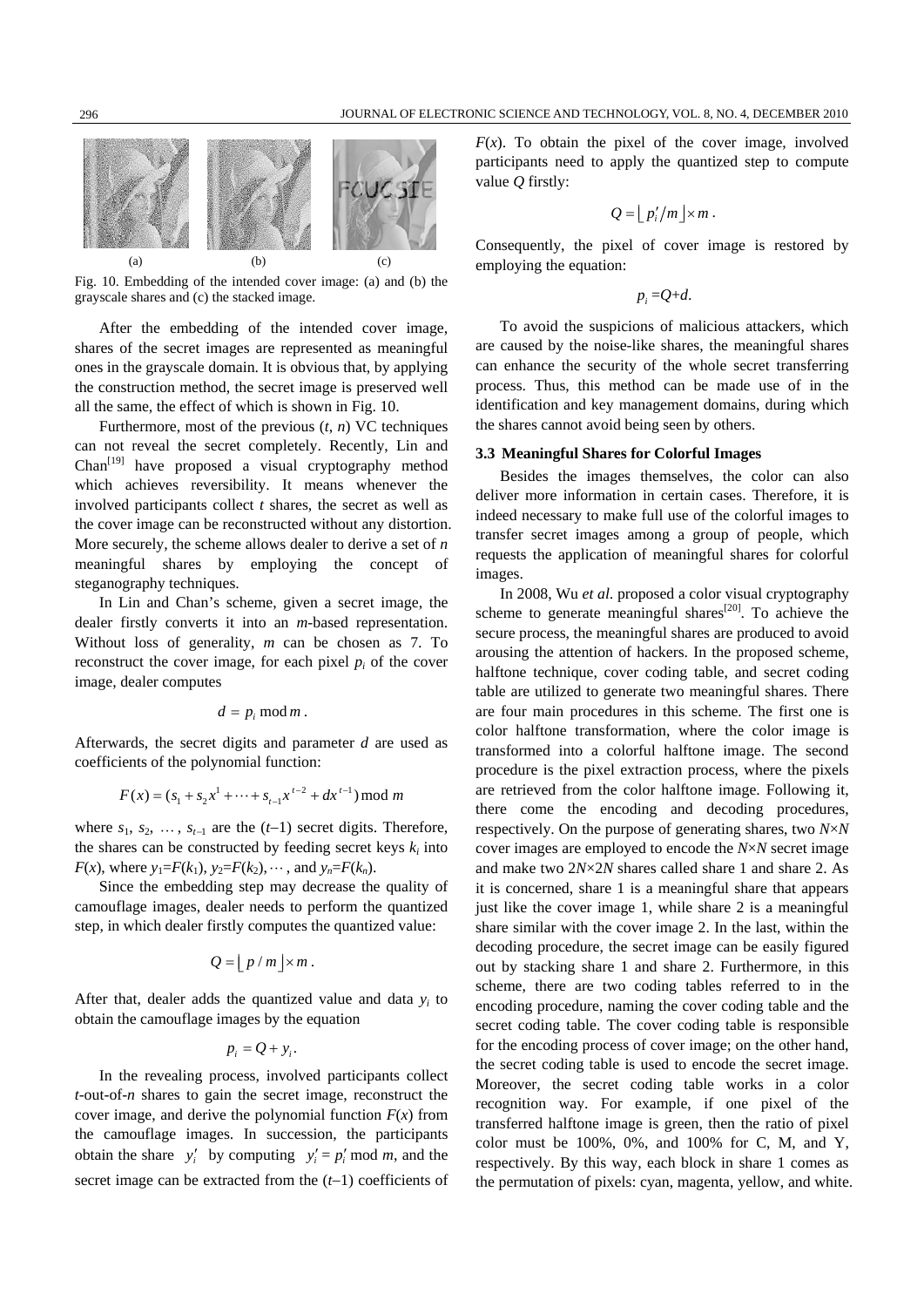(a) (b) (c)

Fig. 10. Embedding of the intended cover image: (a) and (b) the grayscale shares and (c) the stacked image.

After the embedding of the intended cover image, shares of the secret images are represented as meaningful ones in the grayscale domain. It is obvious that, by applying the construction method, the secret image is preserved well all the same, the effect of which is shown in Fig. 10.

Furthermore, most of the previous ($t$, $n$) VC techniques can not reveal the secret completely. Recently, Lin and Chan[19] have proposed a visual cryptography method which achieves reversibility. It means whenever the involved participants collect $t$ shares, the secret as well as the cover image can be reconstructed without any distortion. More securely, the scheme allows dealer to derive a set of $n$ meaningful shares by employing the concept of steganography techniques.

In Lin and Chan's scheme, given a secret image, the dealer firstly converts it into an $m$-based representation. Without loss of generality, $m$ can be chosen as 7. To reconstruct the cover image, for each pixel $p_i$ of the cover image, dealer computes

$$d = p_i \bmod m .$$

Afterwards, the secret digits and parameter $d$ are used as coefficients of the polynomial function:

$$F(x) = (s_1 + s_2 x^1 + \cdots + s_{t-1} x^{t-2} + d x^{t-1}) \bmod m$$

where $s_1$, $s_2$, …, $s_{t-1}$ are the ($t$−1) secret digits. Therefore, the shares can be constructed by feeding secret keys $k_i$ into $F(x)$, where $y_1$=$F(k_1)$, $y_2$=$F(k_2)$, ⋯ , and $y_n$=$F(k_n)$.

Since the embedding step may decrease the quality of camouflage images, dealer needs to perform the quantized step, in which dealer firstly computes the quantized value:

$$Q = \lfloor p / m \rfloor \times m .$$

After that, dealer adds the quantized value and data $y_i$ to obtain the camouflage images by the equation

$$p_i = Q + y_i .$$

In the revealing process, involved participants collect $t$-out-of-$n$ shares to gain the secret image, reconstruct the cover image, and derive the polynomial function $F(x)$ from the camouflage images. In succession, the participants obtain the share $y_i'$ by computing $y_i' = p_i' \bmod m$, and the secret image can be extracted from the ($t$−1) coefficients of $F(x)$. To obtain the pixel of the cover image, involved participants need to apply the quantized step to compute value $Q$ firstly:

$$Q = \lfloor p_i' / m \rfloor \times m .$$

Consequently, the pixel of cover image is restored by employing the equation:

$$p_i = Q + d.$$

To avoid the suspicions of malicious attackers, which are caused by the noise-like shares, the meaningful shares can enhance the security of the whole secret transferring process. Thus, this method can be made use of in the identification and key management domains, during which the shares cannot avoid being seen by others.

### 3.3 Meaningful Shares for Colorful Images

Besides the images themselves, the color can also deliver more information in certain cases. Therefore, it is indeed necessary to make full use of the colorful images to transfer secret images among a group of people, which requests the application of meaningful shares for colorful images.

In 2008, Wu *et al.* proposed a color visual cryptography scheme to generate meaningful shares[20]. To achieve the secure process, the meaningful shares are produced to avoid arousing the attention of hackers. In the proposed scheme, halftone technique, cover coding table, and secret coding table are utilized to generate two meaningful shares. There are four main procedures in this scheme. The first one is color halftone transformation, where the color image is transformed into a colorful halftone image. The second procedure is the pixel extraction process, where the pixels are retrieved from the color halftone image. Following it, there come the encoding and decoding procedures, respectively. On the purpose of generating shares, two $N$×$N$ cover images are employed to encode the $N$×$N$ secret image and make two 2$N$×2$N$ shares called share 1 and share 2. As it is concerned, share 1 is a meaningful share that appears just like the cover image 1, while share 2 is a meaningful share similar with the cover image 2. In the last, within the decoding procedure, the secret image can be easily figured out by stacking share 1 and share 2. Furthermore, in this scheme, there are two coding tables referred to in the encoding procedure, naming the cover coding table and the secret coding table. The cover coding table is responsible for the encoding process of cover image; on the other hand, the secret coding table is used to encode the secret image. Moreover, the secret coding table works in a color recognition way. For example, if one pixel of the transferred halftone image is green, then the ratio of pixel color must be 100%, 0%, and 100% for C, M, and Y, respectively. By this way, each block in share 1 comes as the permutation of pixels: cyan, magenta, yellow, and white.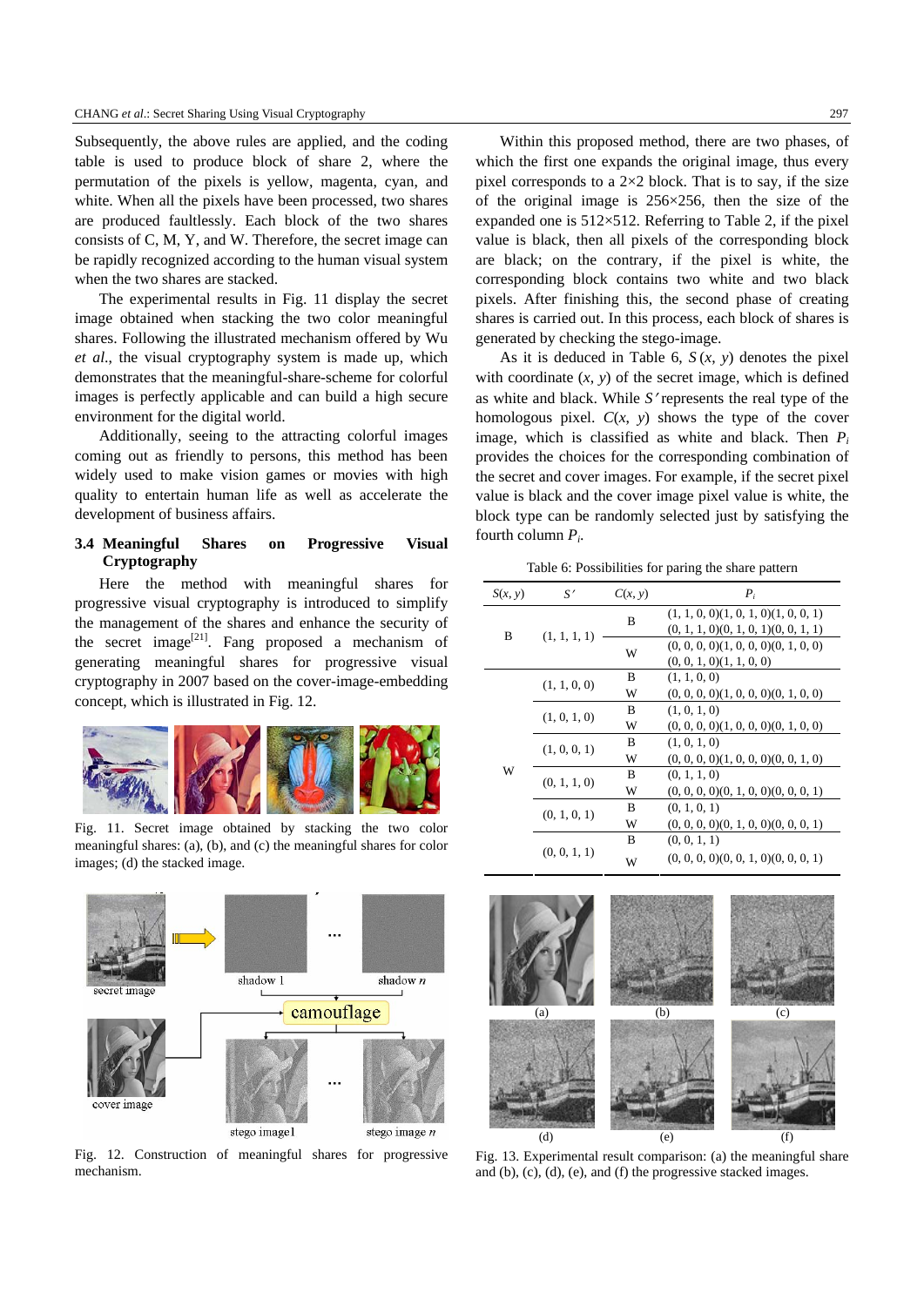Subsequently, the above rules are applied, and the coding table is used to produce block of share 2, where the permutation of the pixels is yellow, magenta, cyan, and white. When all the pixels have been processed, two shares are produced faultlessly. Each block of the two shares consists of C, M, Y, and W. Therefore, the secret image can be rapidly recognized according to the human visual system when the two shares are stacked.

The experimental results in Fig. 11 display the secret image obtained when stacking the two color meaningful shares. Following the illustrated mechanism offered by Wu *et al*., the visual cryptography system is made up, which demonstrates that the meaningful-share-scheme for colorful images is perfectly applicable and can build a high secure environment for the digital world.

Additionally, seeing to the attracting colorful images coming out as friendly to persons, this method has been widely used to make vision games or movies with high quality to entertain human life as well as accelerate the development of business affairs.

### 3.4 Meaningful Shares on Progressive Visual Cryptography

Here the method with meaningful shares for progressive visual cryptography is introduced to simplify the management of the shares and enhance the security of the secret image[21]. Fang proposed a mechanism of generating meaningful shares for progressive visual cryptography in 2007 based on the cover-image-embedding concept, which is illustrated in Fig. 12.

Fig. 11. Secret image obtained by stacking the two color meaningful shares: (a), (b), and (c) the meaningful shares for color images; (d) the stacked image.

Fig. 12. Construction of meaningful shares for progressive mechanism.

Within this proposed method, there are two phases, of which the first one expands the original image, thus every pixel corresponds to a 2×2 block. That is to say, if the size of the original image is 256×256, then the size of the expanded one is 512×512. Referring to Table 2, if the pixel value is black, then all pixels of the corresponding block are black; on the contrary, if the pixel is white, the corresponding block contains two white and two black pixels. After finishing this, the second phase of creating shares is carried out. In this process, each block of shares is generated by checking the stego-image.

As it is deduced in Table 6, $S(x, y)$ denotes the pixel with coordinate $(x, y)$ of the secret image, which is defined as white and black. While $S'$ represents the real type of the homologous pixel. $C(x, y)$ shows the type of the cover image, which is classified as white and black. Then $P_i$ provides the choices for the corresponding combination of the secret and cover images. For example, if the secret pixel value is black and the cover image pixel value is white, the block type can be randomly selected just by satisfying the fourth column $P_i$.

Table 6: Possibilities for paring the share pattern

| $S(x, y)$ | $S'$ | $C(x, y)$ | $P_i$ |
|---|---|---|---|
| B | (1, 1, 1, 1) | B | (1, 1, 0, 0)(1, 0, 1, 0)(1, 0, 0, 1) (0, 1, 1, 0)(0, 1, 0, 1)(0, 0, 1, 1) |
| | | W | (0, 0, 0, 0)(1, 0, 0, 0)(0, 1, 0, 0) (0, 0, 1, 0)(1, 1, 0, 0) |
| W | (1, 1, 0, 0) | B | (1, 1, 0, 0) |
| | | W | (0, 0, 0, 0)(1, 0, 0, 0)(0, 1, 0, 0) |
| | (1, 0, 1, 0) | B | (1, 0, 1, 0) |
| | | W | (0, 0, 0, 0)(1, 0, 0, 0)(0, 1, 0, 0) |
| | (1, 0, 0, 1) | B | (1, 0, 1, 0) |
| | | W | (0, 0, 0, 0)(1, 0, 0, 0)(0, 0, 1, 0) |
| | (0, 1, 1, 0) | B | (0, 1, 1, 0) |
| | | W | (0, 0, 0, 0)(0, 1, 0, 0)(0, 0, 0, 1) |
| | (0, 1, 0, 1) | B | (0, 1, 0, 1) |
| | | W | (0, 0, 0, 0)(0, 1, 0, 0)(0, 0, 0, 1) |
| | (0, 0, 1, 1) | B | (0, 0, 1, 1) |
| | | W | (0, 0, 0, 0)(0, 0, 1, 0)(0, 0, 0, 1) |

Fig. 13. Experimental result comparison: (a) the meaningful share and (b), (c), (d), (e), and (f) the progressive stacked images.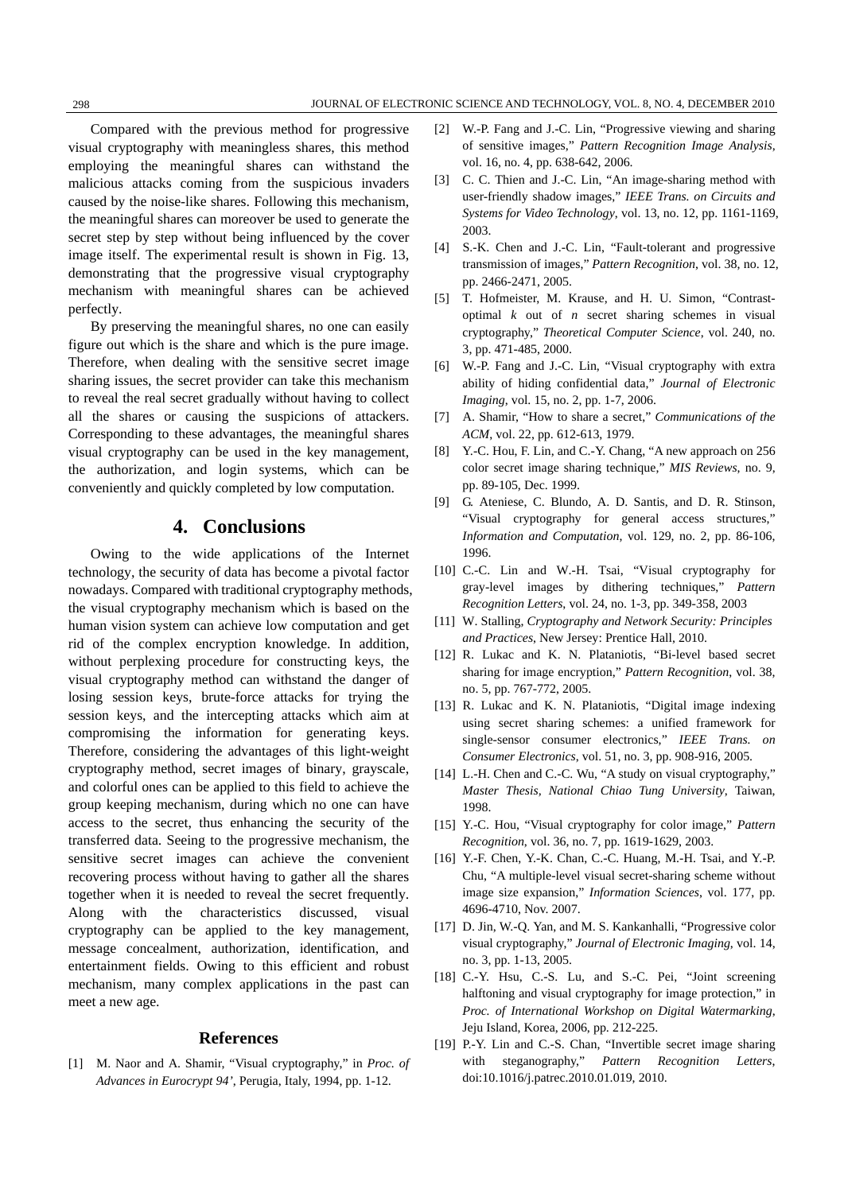Compared with the previous method for progressive visual cryptography with meaningless shares, this method employing the meaningful shares can withstand the malicious attacks coming from the suspicious invaders caused by the noise-like shares. Following this mechanism, the meaningful shares can moreover be used to generate the secret step by step without being influenced by the cover image itself. The experimental result is shown in Fig. 13, demonstrating that the progressive visual cryptography mechanism with meaningful shares can be achieved perfectly.

By preserving the meaningful shares, no one can easily figure out which is the share and which is the pure image. Therefore, when dealing with the sensitive secret image sharing issues, the secret provider can take this mechanism to reveal the real secret gradually without having to collect all the shares or causing the suspicions of attackers. Corresponding to these advantages, the meaningful shares visual cryptography can be used in the key management, the authorization, and login systems, which can be conveniently and quickly completed by low computation.

## 4. Conclusions

Owing to the wide applications of the Internet technology, the security of data has become a pivotal factor nowadays. Compared with traditional cryptography methods, the visual cryptography mechanism which is based on the human vision system can achieve low computation and get rid of the complex encryption knowledge. In addition, without perplexing procedure for constructing keys, the visual cryptography method can withstand the danger of losing session keys, brute-force attacks for trying the session keys, and the intercepting attacks which aim at compromising the information for generating keys. Therefore, considering the advantages of this light-weight cryptography method, secret images of binary, grayscale, and colorful ones can be applied to this field to achieve the group keeping mechanism, during which no one can have access to the secret, thus enhancing the security of the transferred data. Seeing to the progressive mechanism, the sensitive secret images can achieve the convenient recovering process without having to gather all the shares together when it is needed to reveal the secret frequently. Along with the characteristics discussed, visual cryptography can be applied to the key management, message concealment, authorization, identification, and entertainment fields. Owing to this efficient and robust mechanism, many complex applications in the past can meet a new age.

### References

[1] M. Naor and A. Shamir, "Visual cryptography," in *Proc. of Advances in Eurocrypt 94'*, Perugia, Italy, 1994, pp. 1-12.

[2] W.-P. Fang and J.-C. Lin, "Progressive viewing and sharing of sensitive images," *Pattern Recognition Image Analysis*, vol. 16, no. 4, pp. 638-642, 2006.

[3] C. C. Thien and J.-C. Lin, "An image-sharing method with user-friendly shadow images," *IEEE Trans. on Circuits and Systems for Video Technology*, vol. 13, no. 12, pp. 1161-1169, 2003.

[4] S.-K. Chen and J.-C. Lin, "Fault-tolerant and progressive transmission of images," *Pattern Recognition*, vol. 38, no. 12, pp. 2466-2471, 2005.

[5] T. Hofmeister, M. Krause, and H. U. Simon, "Contrast-optimal $k$ out of $n$ secret sharing schemes in visual cryptography," *Theoretical Computer Science*, vol. 240, no. 3, pp. 471-485, 2000.

[6] W.-P. Fang and J.-C. Lin, "Visual cryptography with extra ability of hiding confidential data," *Journal of Electronic Imaging*, vol. 15, no. 2, pp. 1-7, 2006.

[7] A. Shamir, "How to share a secret," *Communications of the ACM*, vol. 22, pp. 612-613, 1979.

[8] Y.-C. Hou, F. Lin, and C.-Y. Chang, "A new approach on 256 color secret image sharing technique," *MIS Reviews*, no. 9, pp. 89-105, Dec. 1999.

[9] G. Ateniese, C. Blundo, A. D. Santis, and D. R. Stinson, "Visual cryptography for general access structures," *Information and Computation*, vol. 129, no. 2, pp. 86-106, 1996.

[10] C.-C. Lin and W.-H. Tsai, "Visual cryptography for gray-level images by dithering techniques," *Pattern Recognition Letters*, vol. 24, no. 1-3, pp. 349-358, 2003

[11] W. Stalling, *Cryptography and Network Security: Principles and Practices*, New Jersey: Prentice Hall, 2010.

[12] R. Lukac and K. N. Plataniotis, "Bi-level based secret sharing for image encryption," *Pattern Recognition*, vol. 38, no. 5, pp. 767-772, 2005.

[13] R. Lukac and K. N. Plataniotis, "Digital image indexing using secret sharing schemes: a unified framework for single-sensor consumer electronics," *IEEE Trans. on Consumer Electronics*, vol. 51, no. 3, pp. 908-916, 2005.

[14] L.-H. Chen and C.-C. Wu, "A study on visual cryptography," *Master Thesis, National Chiao Tung University*, Taiwan, 1998.

[15] Y.-C. Hou, "Visual cryptography for color image," *Pattern Recognition*, vol. 36, no. 7, pp. 1619-1629, 2003.

[16] Y.-F. Chen, Y.-K. Chan, C.-C. Huang, M.-H. Tsai, and Y.-P. Chu, "A multiple-level visual secret-sharing scheme without image size expansion," *Information Sciences*, vol. 177, pp. 4696-4710, Nov. 2007.

[17] D. Jin, W.-Q. Yan, and M. S. Kankanhalli, "Progressive color visual cryptography," *Journal of Electronic Imaging*, vol. 14, no. 3, pp. 1-13, 2005.

[18] C.-Y. Hsu, C.-S. Lu, and S.-C. Pei, "Joint screening halftoning and visual cryptography for image protection," in *Proc. of International Workshop on Digital Watermarking*, Jeju Island, Korea, 2006, pp. 212-225.

[19] P.-Y. Lin and C.-S. Chan, "Invertible secret image sharing with steganography," *Pattern Recognition Letters*, doi:10.1016/j.patrec.2010.01.019, 2010.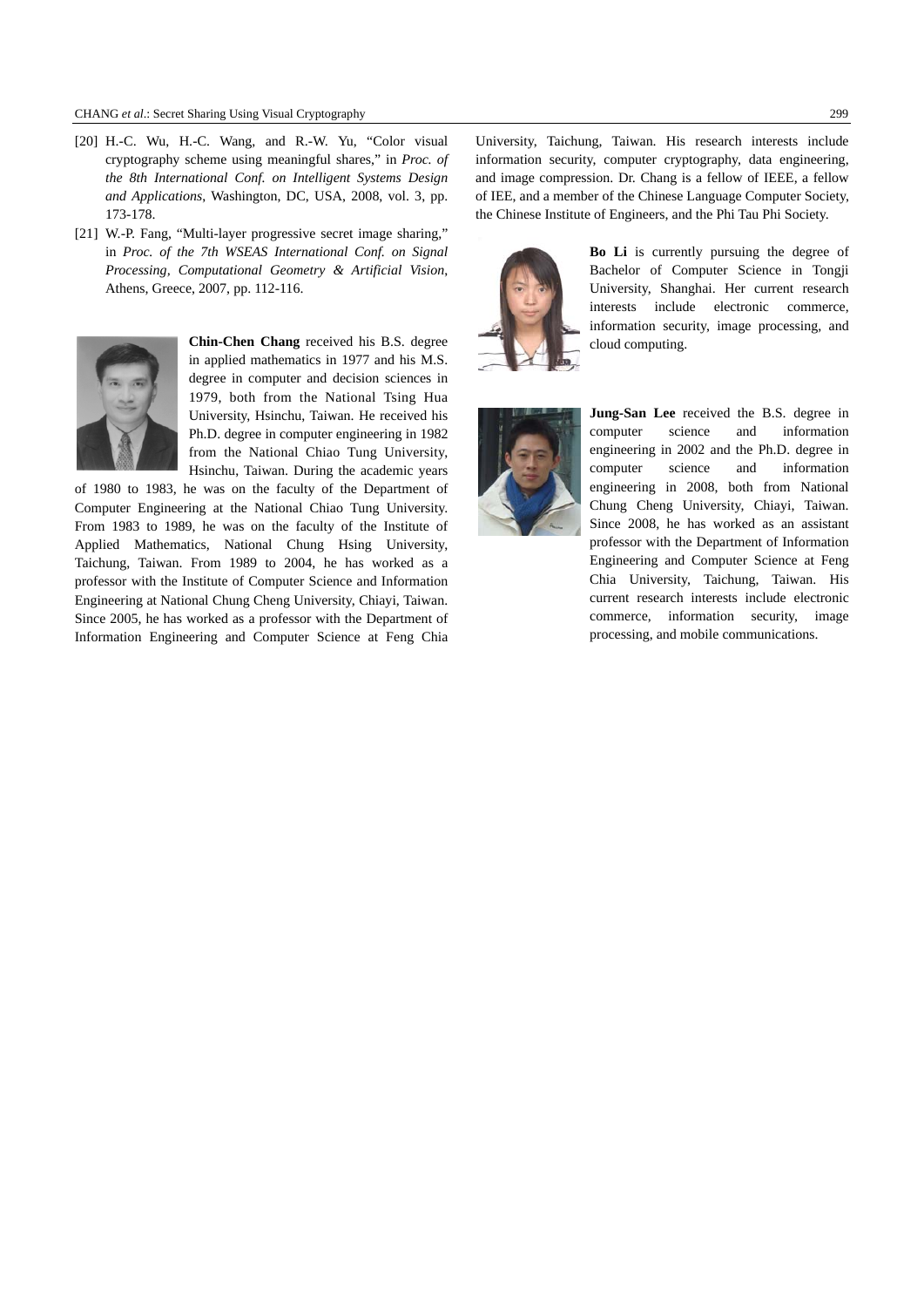[20] H.-C. Wu, H.-C. Wang, and R.-W. Yu, "Color visual cryptography scheme using meaningful shares," in *Proc. of the 8th International Conf. on Intelligent Systems Design and Applications*, Washington, DC, USA, 2008, vol. 3, pp. 173-178.

[21] W.-P. Fang, "Multi-layer progressive secret image sharing," in *Proc. of the 7th WSEAS International Conf. on Signal Processing, Computational Geometry & Artificial Vision*, Athens, Greece, 2007, pp. 112-116.

**Chin-Chen Chang** received his B.S. degree in applied mathematics in 1977 and his M.S. degree in computer and decision sciences in 1979, both from the National Tsing Hua University, Hsinchu, Taiwan. He received his Ph.D. degree in computer engineering in 1982 from the National Chiao Tung University, Hsinchu, Taiwan. During the academic years of 1980 to 1983, he was on the faculty of the Department of Computer Engineering at the National Chiao Tung University. From 1983 to 1989, he was on the faculty of the Institute of Applied Mathematics, National Chung Hsing University, Taichung, Taiwan. From 1989 to 2004, he has worked as a professor with the Institute of Computer Science and Information Engineering at National Chung Cheng University, Chiayi, Taiwan. Since 2005, he has worked as a professor with the Department of Information Engineering and Computer Science at Feng Chia University, Taichung, Taiwan. His research interests include information security, computer cryptography, data engineering, and image compression. Dr. Chang is a fellow of IEEE, a fellow of IEE, and a member of the Chinese Language Computer Society, the Chinese Institute of Engineers, and the Phi Tau Phi Society.

**Bo Li** is currently pursuing the degree of Bachelor of Computer Science in Tongji University, Shanghai. Her current research interests include electronic commerce, information security, image processing, and cloud computing.

**Jung-San Lee** received the B.S. degree in computer science and information engineering in 2002 and the Ph.D. degree in computer science and information engineering in 2008, both from National Chung Cheng University, Chiayi, Taiwan. Since 2008, he has worked as an assistant professor with the Department of Information Engineering and Computer Science at Feng Chia University, Taichung, Taiwan. His current research interests include electronic commerce, information security, image processing, and mobile communications.